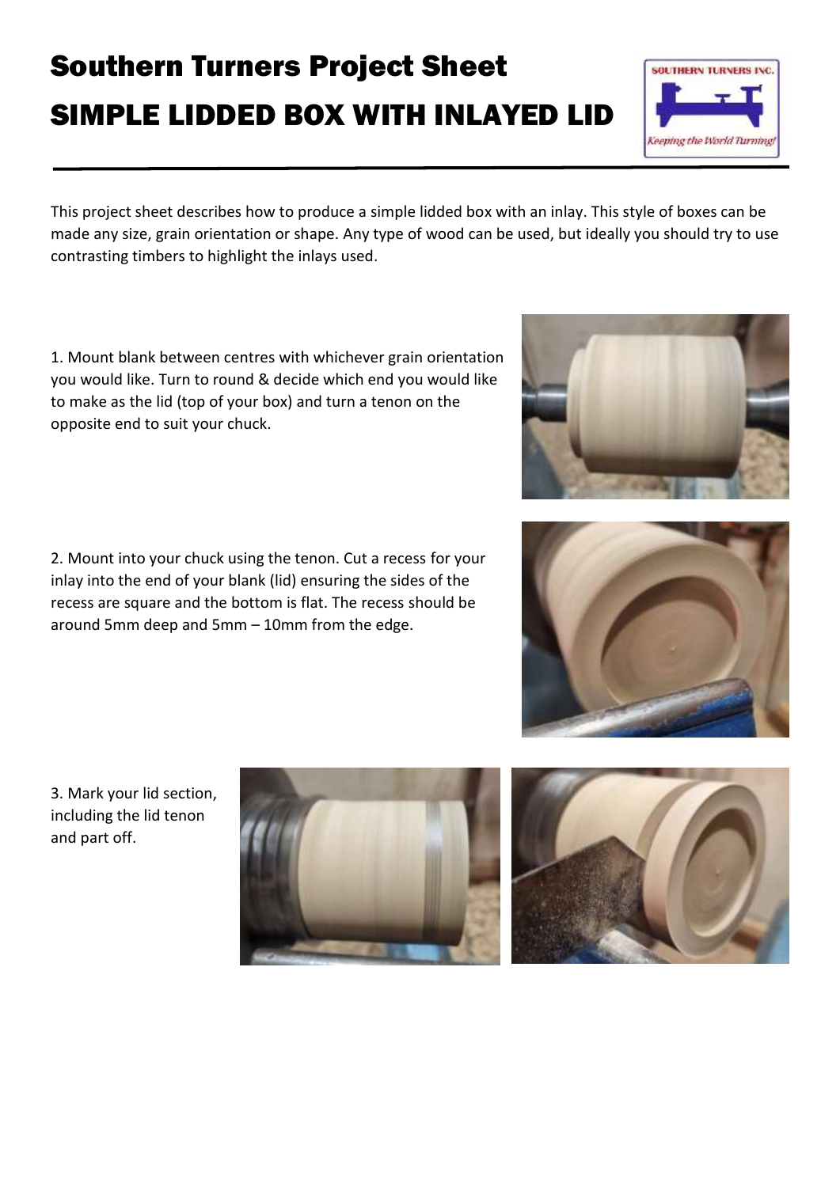# Southern Turners Project Sheet

# SIMPLE LIDDED BOX WITH INLAYED LID

This project sheet describes how to produce a simple lidded box with an inlay. This style of boxes can be made any size, grain orientation or shape. Any type of wood can be used, but ideally you should try to use contrasting timbers to highlight the inlays used.

1. Mount blank between centres with whichever grain orientation you would like. Turn to round & decide which end you would like to make as the lid (top of your box) and turn a tenon on the opposite end to suit your chuck.

2. Mount into your chuck using the tenon. Cut a recess for your inlay into the end of your blank (lid) ensuring the sides of the recess are square and the bottom is flat. The recess should be around 5mm deep and 5mm – 10mm from the edge.

3. Mark your lid section, including the lid tenon and part off.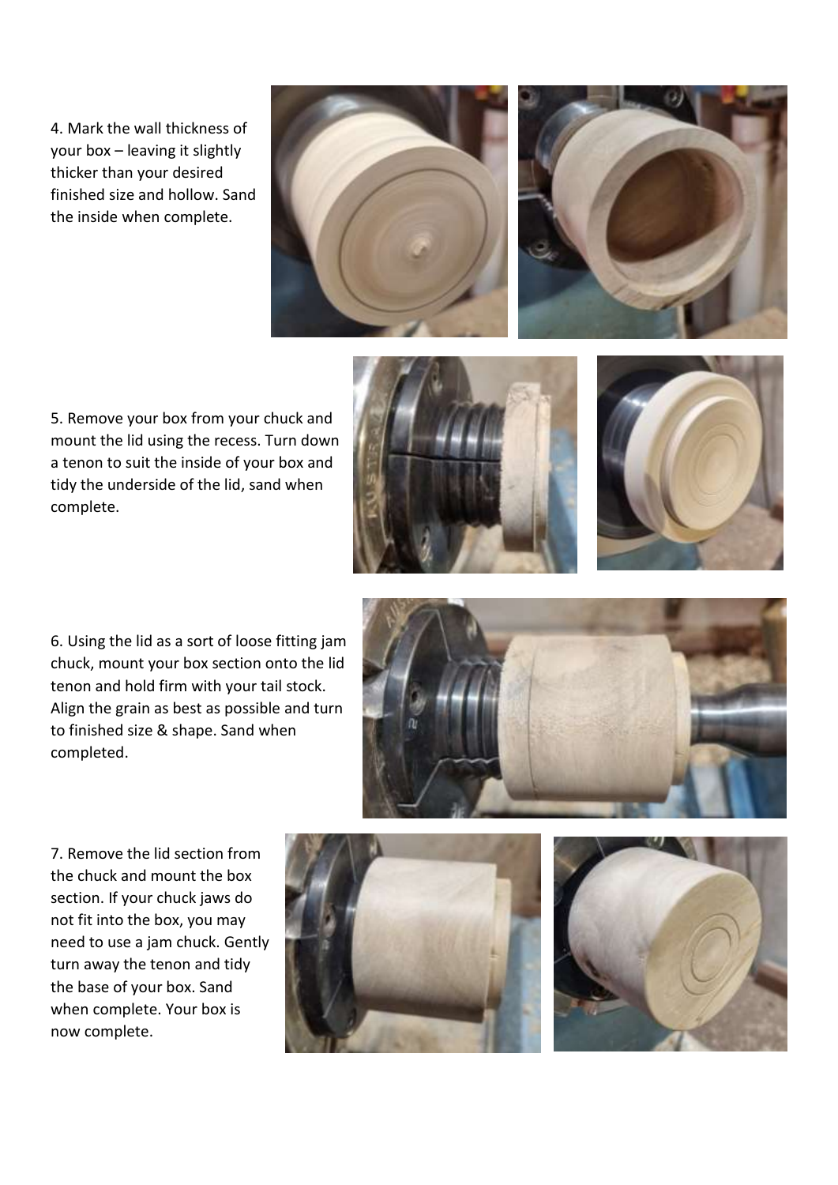4. Mark the wall thickness of your box – leaving it slightly thicker than your desired finished size and hollow. Sand the inside when complete.

5. Remove your box from your chuck and mount the lid using the recess. Turn down a tenon to suit the inside of your box and tidy the underside of the lid, sand when complete.

6. Using the lid as a sort of loose fitting jam chuck, mount your box section onto the lid tenon and hold firm with your tail stock. Align the grain as best as possible and turn to finished size & shape. Sand when completed.

7. Remove the lid section from the chuck and mount the box section. If your chuck jaws do not fit into the box, you may need to use a jam chuck. Gently turn away the tenon and tidy the base of your box. Sand when complete. Your box is now complete.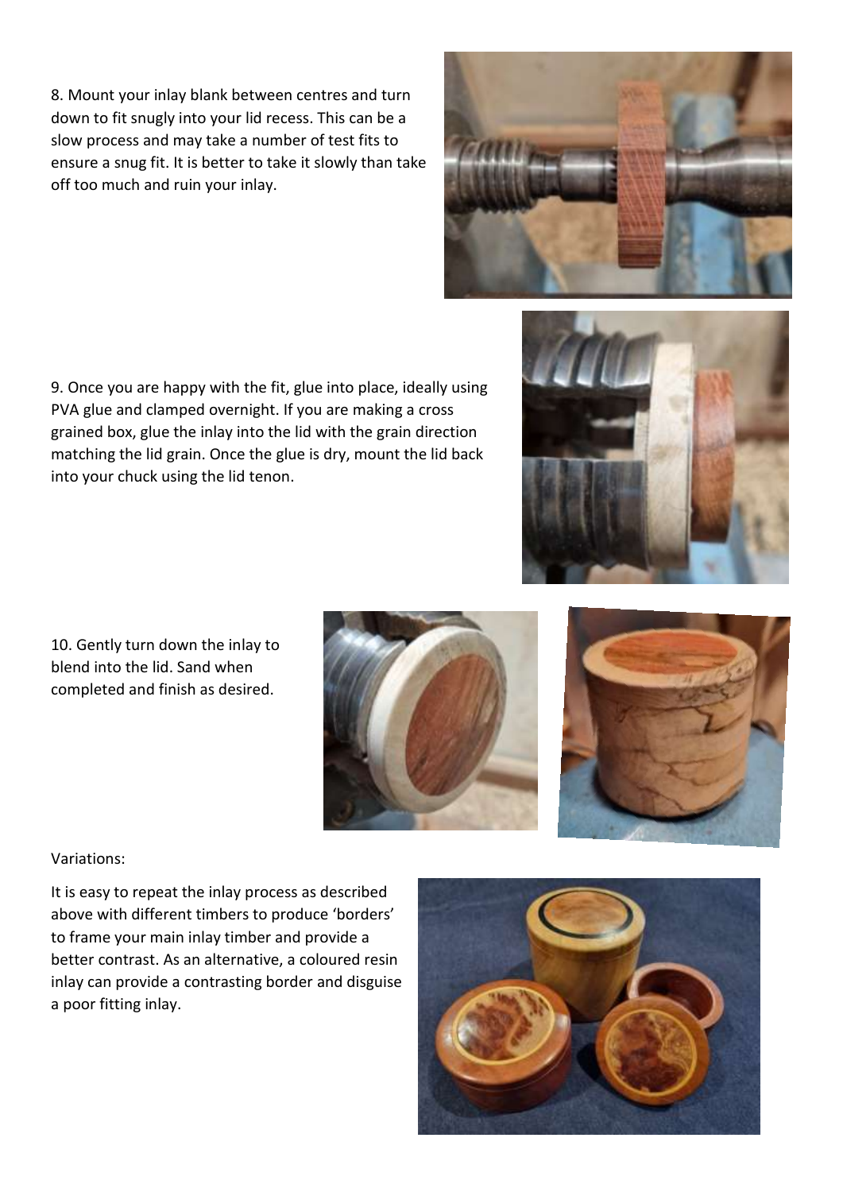8. Mount your inlay blank between centres and turn down to fit snugly into your lid recess. This can be a slow process and may take a number of test fits to ensure a snug fit. It is better to take it slowly than take off too much and ruin your inlay.

9. Once you are happy with the fit, glue into place, ideally using PVA glue and clamped overnight. If you are making a cross grained box, glue the inlay into the lid with the grain direction matching the lid grain. Once the glue is dry, mount the lid back into your chuck using the lid tenon.

10. Gently turn down the inlay to blend into the lid. Sand when completed and finish as desired.

Variations:

It is easy to repeat the inlay process as described above with different timbers to produce 'borders' to frame your main inlay timber and provide a better contrast. As an alternative, a coloured resin inlay can provide a contrasting border and disguise a poor fitting inlay.